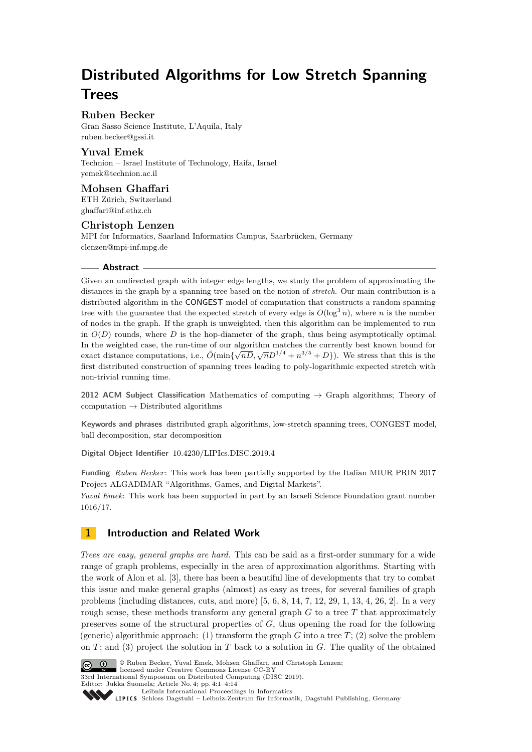# Distributed Algorithms for Low Stretch Spanning Trees

**Ruben Becker**
Gran Sasso Science Institute, L'Aquila, Italy
ruben.becker@gssi.it

**Yuval Emek**
Technion – Israel Institute of Technology, Haifa, Israel
yemek@technion.ac.il

**Mohsen Ghaffari**
ETH Zürich, Switzerland
ghaffari@inf.ethz.ch

**Christoph Lenzen**
MPI for Informatics, Saarland Informatics Campus, Saarbrücken, Germany
clenzen@mpi-inf.mpg.de

## Abstract

Given an undirected graph with integer edge lengths, we study the problem of approximating the distances in the graph by a spanning tree based on the notion of *stretch*. Our main contribution is a distributed algorithm in the CONGEST model of computation that constructs a random spanning tree with the guarantee that the expected stretch of every edge is $O(\log^3 n)$, where $n$ is the number of nodes in the graph. If the graph is unweighted, then this algorithm can be implemented to run in $O(D)$ rounds, where $D$ is the hop-diameter of the graph, thus being asymptotically optimal. In the weighted case, the run-time of our algorithm matches the currently best known bound for exact distance computations, i.e., $\tilde{O}(\min\{\sqrt{nD}, \sqrt{n}D^{1/4} + n^{3/5} + D\})$. We stress that this is the first distributed construction of spanning trees leading to poly-logarithmic expected stretch with non-trivial running time.

**2012 ACM Subject Classification** Mathematics of computing → Graph algorithms; Theory of computation → Distributed algorithms

**Keywords and phrases** distributed graph algorithms, low-stretch spanning trees, CONGEST model, ball decomposition, star decomposition

**Digital Object Identifier** 10.4230/LIPIcs.DISC.2019.4

**Funding** *Ruben Becker*: This work has been partially supported by the Italian MIUR PRIN 2017 Project ALGADIMAR "Algorithms, Games, and Digital Markets".
*Yuval Emek*: This work has been supported in part by an Israeli Science Foundation grant number 1016/17.

## 1 Introduction and Related Work

*Trees are easy, general graphs are hard.* This can be said as a first-order summary for a wide range of graph problems, especially in the area of approximation algorithms. Starting with the work of Alon et al. [3], there has been a beautiful line of developments that try to combat this issue and make general graphs (almost) as easy as trees, for several families of graph problems (including distances, cuts, and more) [5, 6, 8, 14, 7, 12, 29, 1, 13, 4, 26, 2]. In a very rough sense, these methods transform any general graph $G$ to a tree $T$ that approximately preserves some of the structural properties of $G$, thus opening the road for the following (generic) algorithmic approach: (1) transform the graph $G$ into a tree $T$; (2) solve the problem on $T$; and (3) project the solution in $T$ back to a solution in $G$. The quality of the obtained

© Ruben Becker, Yuval Emek, Mohsen Ghaffari, and Christoph Lenzen;
licensed under Creative Commons License CC-BY
33rd International Symposium on Distributed Computing (DISC 2019).
Editor: Jukka Suomela; Article No. 4; pp. 4:1–4:14
Leibniz International Proceedings in Informatics
Schloss Dagstuhl – Leibniz-Zentrum für Informatik, Dagstuhl Publishing, Germany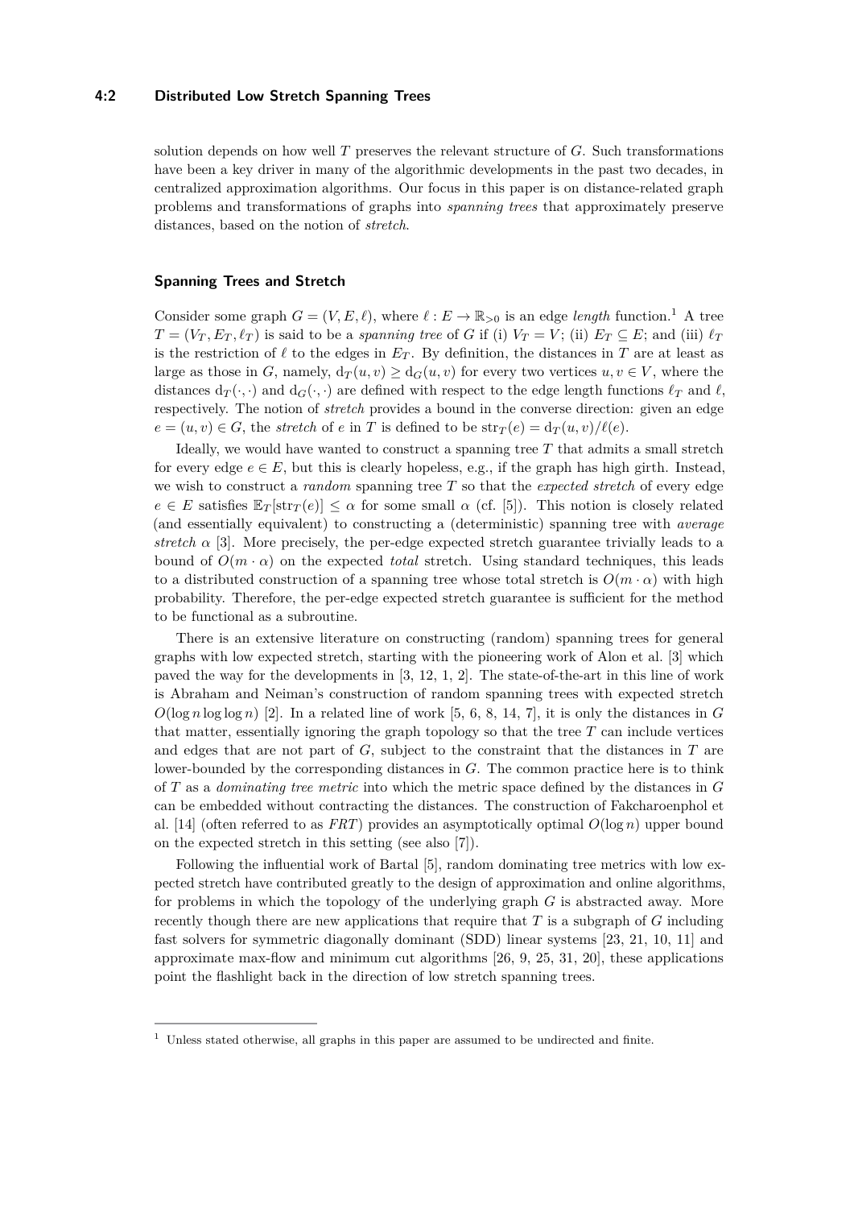solution depends on how well $T$ preserves the relevant structure of $G$. Such transformations have been a key driver in many of the algorithmic developments in the past two decades, in centralized approximation algorithms. Our focus in this paper is on distance-related graph problems and transformations of graphs into *spanning trees* that approximately preserve distances, based on the notion of *stretch*.

### Spanning Trees and Stretch

Consider some graph $G = (V, E, \ell)$, where $\ell : E \to \mathbb{R}_{>0}$ is an edge *length* function.[1] A tree $T = (V_T, E_T, \ell_T)$ is said to be a *spanning tree* of $G$ if (i) $V_T = V$; (ii) $E_T \subseteq E$; and (iii) $\ell_T$ is the restriction of $\ell$ to the edges in $E_T$. By definition, the distances in $T$ are at least as large as those in $G$, namely, $\mathrm{d}_T(u, v) \geq \mathrm{d}_G(u, v)$ for every two vertices $u, v \in V$, where the distances $\mathrm{d}_T(\cdot, \cdot)$ and $\mathrm{d}_G(\cdot, \cdot)$ are defined with respect to the edge length functions $\ell_T$ and $\ell$, respectively. The notion of *stretch* provides a bound in the converse direction: given an edge $e = (u, v) \in G$, the *stretch* of $e$ in $T$ is defined to be $\mathrm{str}_T(e) = \mathrm{d}_T(u, v)/\ell(e)$.

Ideally, we would have wanted to construct a spanning tree $T$ that admits a small stretch for every edge $e \in E$, but this is clearly hopeless, e.g., if the graph has high girth. Instead, we wish to construct a *random* spanning tree $T$ so that the *expected stretch* of every edge $e \in E$ satisfies $\mathbb{E}_T[\mathrm{str}_T(e)] \leq \alpha$ for some small $\alpha$ (cf. [5]). This notion is closely related (and essentially equivalent) to constructing a (deterministic) spanning tree with *average stretch* $\alpha$ [3]. More precisely, the per-edge expected stretch guarantee trivially leads to a bound of $O(m \cdot \alpha)$ on the expected *total* stretch. Using standard techniques, this leads to a distributed construction of a spanning tree whose total stretch is $O(m \cdot \alpha)$ with high probability. Therefore, the per-edge expected stretch guarantee is sufficient for the method to be functional as a subroutine.

There is an extensive literature on constructing (random) spanning trees for general graphs with low expected stretch, starting with the pioneering work of Alon et al. [3] which paved the way for the developments in [3, 12, 1, 2]. The state-of-the-art in this line of work is Abraham and Neiman's construction of random spanning trees with expected stretch $O(\log n \log \log n)$ [2]. In a related line of work [5, 6, 8, 14, 7], it is only the distances in $G$ that matter, essentially ignoring the graph topology so that the tree $T$ can include vertices and edges that are not part of $G$, subject to the constraint that the distances in $T$ are lower-bounded by the corresponding distances in $G$. The common practice here is to think of $T$ as a *dominating tree metric* into which the metric space defined by the distances in $G$ can be embedded without contracting the distances. The construction of Fakcharoenphol et al. [14] (often referred to as *FRT*) provides an asymptotically optimal $O(\log n)$ upper bound on the expected stretch in this setting (see also [7]).

Following the influential work of Bartal [5], random dominating tree metrics with low expected stretch have contributed greatly to the design of approximation and online algorithms, for problems in which the topology of the underlying graph $G$ is abstracted away. More recently though there are new applications that require that $T$ is a subgraph of $G$ including fast solvers for symmetric diagonally dominant (SDD) linear systems [23, 21, 10, 11] and approximate max-flow and minimum cut algorithms [26, 9, 25, 31, 20], these applications point the flashlight back in the direction of low stretch spanning trees.

---

[1] Unless stated otherwise, all graphs in this paper are assumed to be undirected and finite.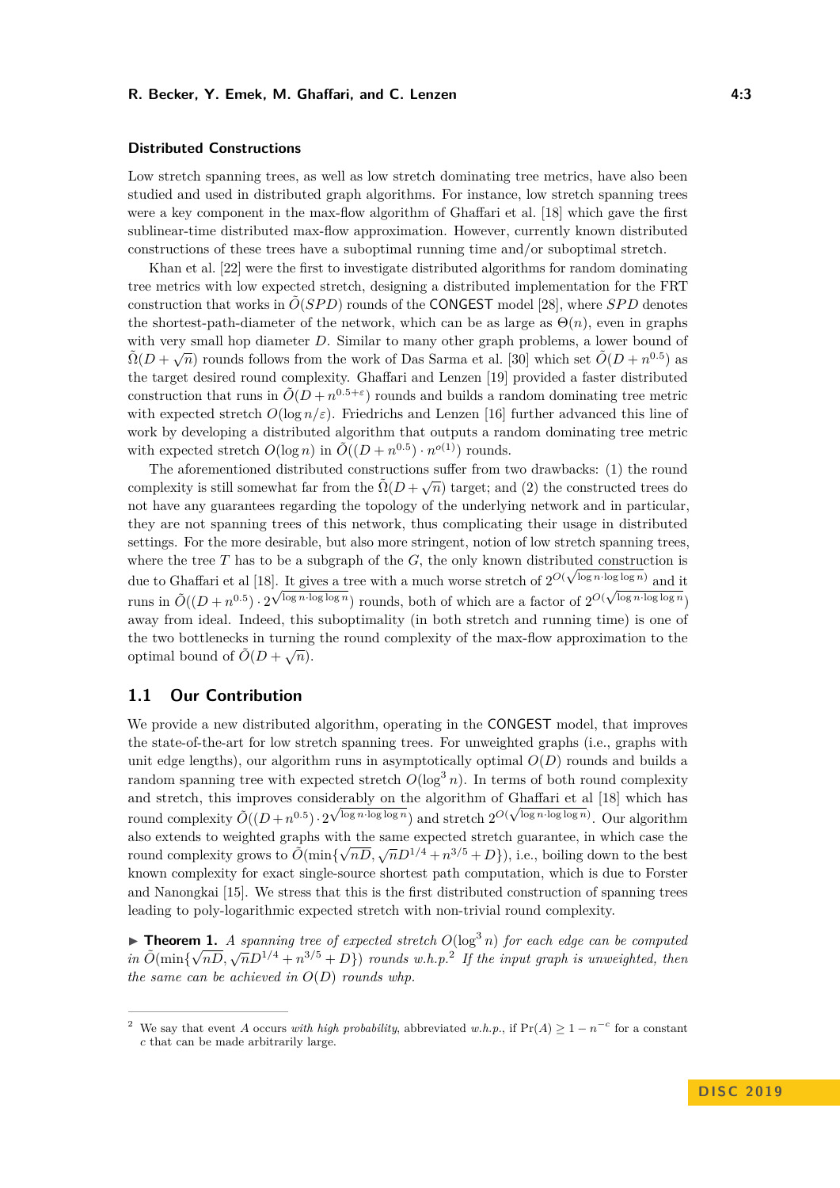### Distributed Constructions

Low stretch spanning trees, as well as low stretch dominating tree metrics, have also been studied and used in distributed graph algorithms. For instance, low stretch spanning trees were a key component in the max-flow algorithm of Ghaffari et al. [18] which gave the first sublinear-time distributed max-flow approximation. However, currently known distributed constructions of these trees have a suboptimal running time and/or suboptimal stretch.

Khan et al. [22] were the first to investigate distributed algorithms for random dominating tree metrics with low expected stretch, designing a distributed implementation for the FRT construction that works in $\tilde{O}(SPD)$ rounds of the CONGEST model [28], where $SPD$ denotes the shortest-path-diameter of the network, which can be as large as $\Theta(n)$, even in graphs with very small hop diameter $D$. Similar to many other graph problems, a lower bound of $\tilde{\Omega}(D + \sqrt{n})$ rounds follows from the work of Das Sarma et al. [30] which set $\tilde{O}(D + n^{0.5})$ as the target desired round complexity. Ghaffari and Lenzen [19] provided a faster distributed construction that runs in $\tilde{O}(D + n^{0.5+\varepsilon})$ rounds and builds a random dominating tree metric with expected stretch $O(\log n/\varepsilon)$. Friedrichs and Lenzen [16] further advanced this line of work by developing a distributed algorithm that outputs a random dominating tree metric with expected stretch $O(\log n)$ in $\tilde{O}((D + n^{0.5}) \cdot n^{o(1)})$ rounds.

The aforementioned distributed constructions suffer from two drawbacks: (1) the round complexity is still somewhat far from the $\tilde{\Omega}(D + \sqrt{n})$ target; and (2) the constructed trees do not have any guarantees regarding the topology of the underlying network and in particular, they are not spanning trees of this network, thus complicating their usage in distributed settings. For the more desirable, but also more stringent, notion of low stretch spanning trees, where the tree $T$ has to be a subgraph of the $G$, the only known distributed construction is due to Ghaffari et al [18]. It gives a tree with a much worse stretch of $2^{O(\sqrt{\log n \cdot \log\log n})}$ and it runs in $\tilde{O}((D + n^{0.5}) \cdot 2^{\sqrt{\log n \cdot \log\log n}})$ rounds, both of which are a factor of $2^{O(\sqrt{\log n \cdot \log\log n})}$ away from ideal. Indeed, this suboptimality (in both stretch and running time) is one of the two bottlenecks in turning the round complexity of the max-flow approximation to the optimal bound of $\tilde{O}(D + \sqrt{n})$.

## 1.1 Our Contribution

We provide a new distributed algorithm, operating in the CONGEST model, that improves the state-of-the-art for low stretch spanning trees. For unweighted graphs (i.e., graphs with unit edge lengths), our algorithm runs in asymptotically optimal $O(D)$ rounds and builds a random spanning tree with expected stretch $O(\log^3 n)$. In terms of both round complexity and stretch, this improves considerably on the algorithm of Ghaffari et al [18] which has round complexity $\tilde{O}((D+n^{0.5}) \cdot 2^{\sqrt{\log n \cdot \log\log n}})$ and stretch $2^{O(\sqrt{\log n \cdot \log\log n})}$. Our algorithm also extends to weighted graphs with the same expected stretch guarantee, in which case the round complexity grows to $\tilde{O}(\min\{\sqrt{nD}, \sqrt{n}D^{1/4} + n^{3/5} + D\})$, i.e., boiling down to the best known complexity for exact single-source shortest path computation, which is due to Forster and Nanongkai [15]. We stress that this is the first distributed construction of spanning trees leading to poly-logarithmic expected stretch with non-trivial round complexity.

▶ **Theorem 1.** *A spanning tree of expected stretch $O(\log^3 n)$ for each edge can be computed in $\tilde{O}(\min\{\sqrt{nD}, \sqrt{n}D^{1/4} + n^{3/5} + D\})$ rounds w.h.p.*[2] *If the input graph is unweighted, then the same can be achieved in $O(D)$ rounds whp.*

---

[2] We say that event $A$ occurs *with high probability*, abbreviated *w.h.p.*, if $\Pr(A) \geq 1 - n^{-c}$ for a constant $c$ that can be made arbitrarily large.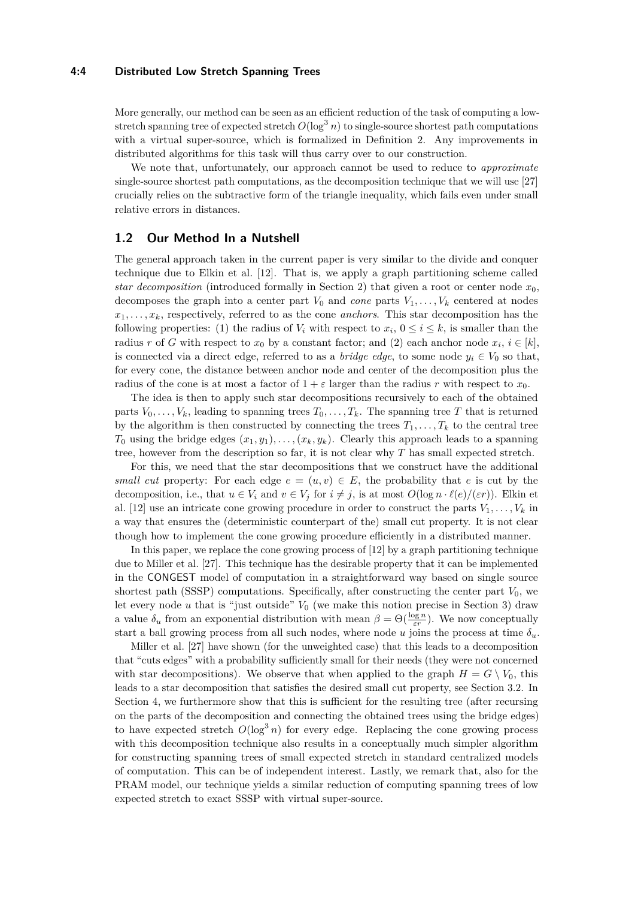More generally, our method can be seen as an efficient reduction of the task of computing a low-stretch spanning tree of expected stretch $O(\log^3 n)$ to single-source shortest path computations with a virtual super-source, which is formalized in Definition 2. Any improvements in distributed algorithms for this task will thus carry over to our construction.

We note that, unfortunately, our approach cannot be used to reduce to *approximate* single-source shortest path computations, as the decomposition technique that we will use [27] crucially relies on the subtractive form of the triangle inequality, which fails even under small relative errors in distances.

## 1.2 Our Method In a Nutshell

The general approach taken in the current paper is very similar to the divide and conquer technique due to Elkin et al. [12]. That is, we apply a graph partitioning scheme called *star decomposition* (introduced formally in Section 2) that given a root or center node $x_0$, decomposes the graph into a center part $V_0$ and *cone* parts $V_1, \dots, V_k$ centered at nodes $x_1, \dots, x_k$, respectively, referred to as the cone *anchors*. This star decomposition has the following properties: (1) the radius of $V_i$ with respect to $x_i$, $0 \leq i \leq k$, is smaller than the radius $r$ of $G$ with respect to $x_0$ by a constant factor; and (2) each anchor node $x_i$, $i \in [k]$, is connected via a direct edge, referred to as a *bridge edge*, to some node $y_i \in V_0$ so that, for every cone, the distance between anchor node and center of the decomposition plus the radius of the cone is at most a factor of $1 + \varepsilon$ larger than the radius $r$ with respect to $x_0$.

The idea is then to apply such star decompositions recursively to each of the obtained parts $V_0, \dots, V_k$, leading to spanning trees $T_0, \dots, T_k$. The spanning tree $T$ that is returned by the algorithm is then constructed by connecting the trees $T_1, \dots, T_k$ to the central tree $T_0$ using the bridge edges $(x_1, y_1), \dots, (x_k, y_k)$. Clearly this approach leads to a spanning tree, however from the description so far, it is not clear why $T$ has small expected stretch.

For this, we need that the star decompositions that we construct have the additional *small cut* property: For each edge $e = (u, v) \in E$, the probability that $e$ is cut by the decomposition, i.e., that $u \in V_i$ and $v \in V_j$ for $i \neq j$, is at most $O(\log n \cdot \ell(e)/(\varepsilon r))$. Elkin et al. [12] use an intricate cone growing procedure in order to construct the parts $V_1, \dots, V_k$ in a way that ensures the (deterministic counterpart of the) small cut property. It is not clear though how to implement the cone growing procedure efficiently in a distributed manner.

In this paper, we replace the cone growing process of [12] by a graph partitioning technique due to Miller et al. [27]. This technique has the desirable property that it can be implemented in the CONGEST model of computation in a straightforward way based on single source shortest path (SSSP) computations. Specifically, after constructing the center part $V_0$, we let every node $u$ that is "just outside" $V_0$ (we make this notion precise in Section 3) draw a value $\delta_u$ from an exponential distribution with mean $\beta = \Theta(\frac{\log n}{\varepsilon r})$. We now conceptually start a ball growing process from all such nodes, where node $u$ joins the process at time $\delta_u$.

Miller et al. [27] have shown (for the unweighted case) that this leads to a decomposition that "cuts edges" with a probability sufficiently small for their needs (they were not concerned with star decompositions). We observe that when applied to the graph $H = G \setminus V_0$, this leads to a star decomposition that satisfies the desired small cut property, see Section 3.2. In Section 4, we furthermore show that this is sufficient for the resulting tree (after recursing on the parts of the decomposition and connecting the obtained trees using the bridge edges) to have expected stretch $O(\log^3 n)$ for every edge. Replacing the cone growing process with this decomposition technique also results in a conceptually much simpler algorithm for constructing spanning trees of small expected stretch in standard centralized models of computation. This can be of independent interest. Lastly, we remark that, also for the PRAM model, our technique yields a similar reduction of computing spanning trees of low expected stretch to exact SSSP with virtual super-source.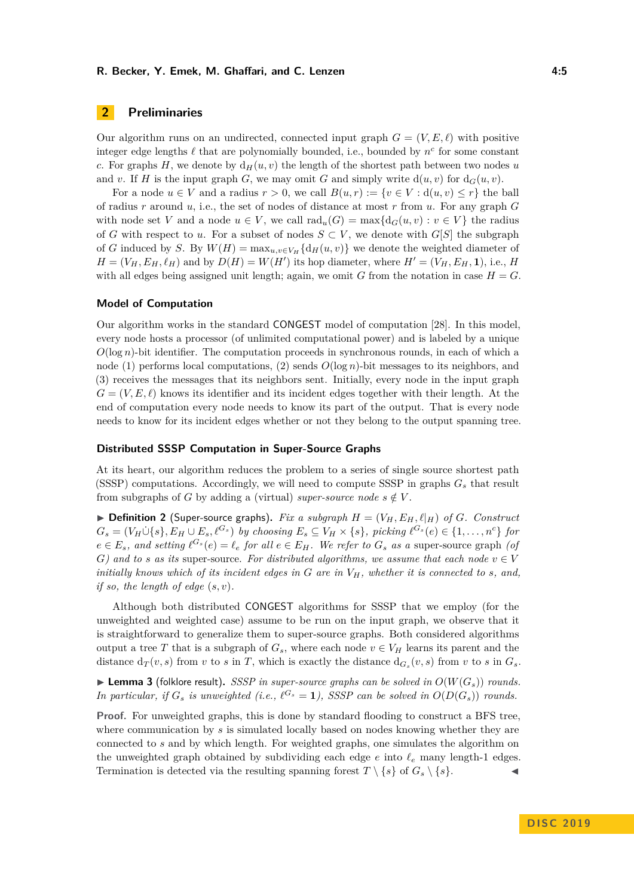## 2 Preliminaries

Our algorithm runs on an undirected, connected input graph $G = (V, E, \ell)$ with positive integer edge lengths $\ell$ that are polynomially bounded, i.e., bounded by $n^c$ for some constant $c$. For graphs $H$, we denote by $\mathrm{d}_H(u, v)$ the length of the shortest path between two nodes $u$ and $v$. If $H$ is the input graph $G$, we may omit $G$ and simply write $\mathrm{d}(u, v)$ for $\mathrm{d}_G(u, v)$.

For a node $u \in V$ and a radius $r > 0$, we call $B(u, r) := \{v \in V : \mathrm{d}(u, v) \leq r\}$ the ball of radius $r$ around $u$, i.e., the set of nodes of distance at most $r$ from $u$. For any graph $G$ with node set $V$ and a node $u \in V$, we call $\mathrm{rad}_u(G) = \max\{\mathrm{d}_G(u, v) : v \in V\}$ the radius of $G$ with respect to $u$. For a subset of nodes $S \subset V$, we denote with $G[S]$ the subgraph of $G$ induced by $S$. By $W(H) = \max_{u,v \in V_H}\{\mathrm{d}_H(u, v)\}$ we denote the weighted diameter of $H = (V_H, E_H, \ell_H)$ and by $D(H) = W(H')$ its hop diameter, where $H' = (V_H, E_H, \mathbf{1})$, i.e., $H$ with all edges being assigned unit length; again, we omit $G$ from the notation in case $H = G$.

### Model of Computation

Our algorithm works in the standard CONGEST model of computation [28]. In this model, every node hosts a processor (of unlimited computational power) and is labeled by a unique $O(\log n)$-bit identifier. The computation proceeds in synchronous rounds, in each of which a node (1) performs local computations, (2) sends $O(\log n)$-bit messages to its neighbors, and (3) receives the messages that its neighbors sent. Initially, every node in the input graph $G = (V, E, \ell)$ knows its identifier and its incident edges together with their length. At the end of computation every node needs to know its part of the output. That is every node needs to know for its incident edges whether or not they belong to the output spanning tree.

### Distributed SSSP Computation in Super-Source Graphs

At its heart, our algorithm reduces the problem to a series of single source shortest path (SSSP) computations. Accordingly, we will need to compute SSSP in graphs $G_s$ that result from subgraphs of $G$ by adding a (virtual) *super-source node* $s \notin V$.

▶ **Definition 2** (Super-source graphs). *Fix a subgraph $H = (V_H, E_H, \ell|_H)$ of $G$. Construct $G_s = (V_H \dot\cup \{s\}, E_H \cup E_s, \ell^{G_s})$ by choosing $E_s \subseteq V_H \times \{s\}$, picking $\ell^{G_s}(e) \in \{1, \ldots, n^c\}$ for $e \in E_s$, and setting $\ell^{G_s}(e) = \ell_e$ for all $e \in E_H$. We refer to $G_s$ as a* super-source graph *(of $G$) and to $s$ as its* super-source. *For distributed algorithms, we assume that each node $v \in V$ initially knows which of its incident edges in $G$ are in $V_H$, whether it is connected to $s$, and, if so, the length of edge $(s, v)$.*

Although both distributed CONGEST algorithms for SSSP that we employ (for the unweighted and weighted case) assume to be run on the input graph, we observe that it is straightforward to generalize them to super-source graphs. Both considered algorithms output a tree $T$ that is a subgraph of $G_s$, where each node $v \in V_H$ learns its parent and the distance $\mathrm{d}_T(v, s)$ from $v$ to $s$ in $T$, which is exactly the distance $\mathrm{d}_{G_s}(v, s)$ from $v$ to $s$ in $G_s$.

▶ **Lemma 3** (folklore result). *SSSP in super-source graphs can be solved in $O(W(G_s))$ rounds. In particular, if $G_s$ is unweighted (i.e., $\ell^{G_s} = \mathbf{1}$), SSSP can be solved in $O(D(G_s))$ rounds.*

**Proof.** For unweighted graphs, this is done by standard flooding to construct a BFS tree, where communication by $s$ is simulated locally based on nodes knowing whether they are connected to $s$ and by which length. For weighted graphs, one simulates the algorithm on the unweighted graph obtained by subdividing each edge $e$ into $\ell_e$ many length-1 edges. Termination is detected via the resulting spanning forest $T \setminus \{s\}$ of $G_s \setminus \{s\}$. ◀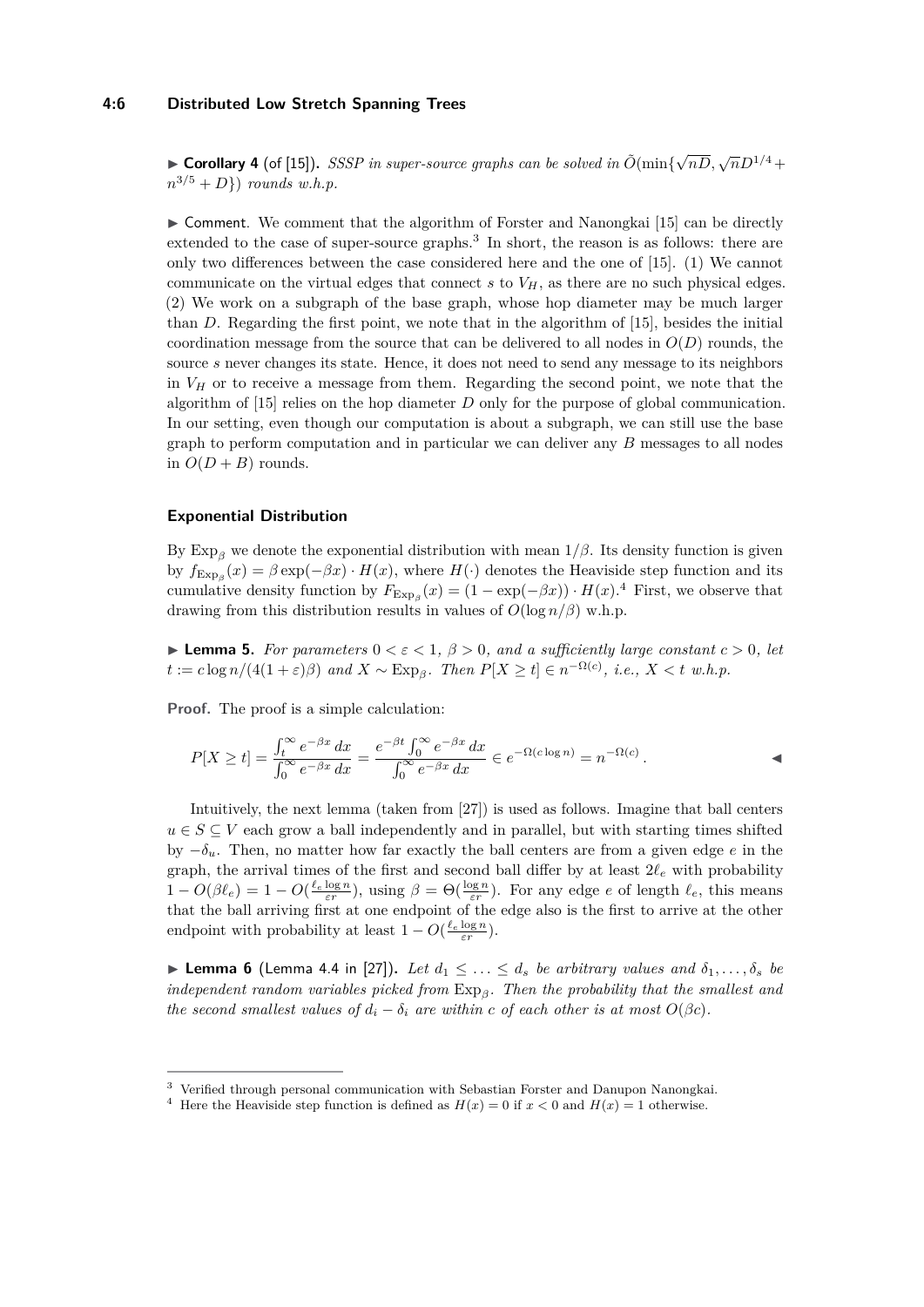▶ **Corollary 4** (of [15]). *SSSP in super-source graphs can be solved in $\tilde{O}(\min\{\sqrt{nD}, \sqrt{n}D^{1/4} + n^{3/5} + D\})$ rounds w.h.p.*

▶ Comment. We comment that the algorithm of Forster and Nanongkai [15] can be directly extended to the case of super-source graphs.[3] In short, the reason is as follows: there are only two differences between the case considered here and the one of [15]. (1) We cannot communicate on the virtual edges that connect $s$ to $V_H$, as there are no such physical edges. (2) We work on a subgraph of the base graph, whose hop diameter may be much larger than $D$. Regarding the first point, we note that in the algorithm of [15], besides the initial coordination message from the source that can be delivered to all nodes in $O(D)$ rounds, the source $s$ never changes its state. Hence, it does not need to send any message to its neighbors in $V_H$ or to receive a message from them. Regarding the second point, we note that the algorithm of [15] relies on the hop diameter $D$ only for the purpose of global communication. In our setting, even though our computation is about a subgraph, we can still use the base graph to perform computation and in particular we can deliver any $B$ messages to all nodes in $O(D + B)$ rounds.

### Exponential Distribution

By $\text{Exp}_\beta$ we denote the exponential distribution with mean $1/\beta$. Its density function is given by $f_{\text{Exp}_\beta}(x) = \beta \exp(-\beta x) \cdot H(x)$, where $H(\cdot)$ denotes the Heaviside step function and its cumulative density function by $F_{\text{Exp}_\beta}(x) = (1 - \exp(-\beta x)) \cdot H(x)$.[4] First, we observe that drawing from this distribution results in values of $O(\log n/\beta)$ w.h.p.

▶ **Lemma 5.** *For parameters $0 < \varepsilon < 1$, $\beta > 0$, and a sufficiently large constant $c > 0$, let $t := c \log n/(4(1+\varepsilon)\beta)$ and $X \sim \text{Exp}_\beta$. Then $P[X \geq t] \in n^{-\Omega(c)}$, i.e., $X < t$ w.h.p.*

**Proof.** The proof is a simple calculation:

$$P[X \geq t] = \frac{\int_t^\infty e^{-\beta x}\,dx}{\int_0^\infty e^{-\beta x}\,dx} = \frac{e^{-\beta t}\int_0^\infty e^{-\beta x}\,dx}{\int_0^\infty e^{-\beta x}\,dx} \in e^{-\Omega(c \log n)} = n^{-\Omega(c)}\,. \qquad \blacktriangleleft$$

Intuitively, the next lemma (taken from [27]) is used as follows. Imagine that ball centers $u \in S \subseteq V$ each grow a ball independently and in parallel, but with starting times shifted by $-\delta_u$. Then, no matter how far exactly the ball centers are from a given edge $e$ in the graph, the arrival times of the first and second ball differ by at least $2\ell_e$ with probability $1 - O(\beta \ell_e) = 1 - O(\frac{\ell_e \log n}{\varepsilon r})$, using $\beta = \Theta(\frac{\log n}{\varepsilon r})$. For any edge $e$ of length $\ell_e$, this means that the ball arriving first at one endpoint of the edge also is the first to arrive at the other endpoint with probability at least $1 - O(\frac{\ell_e \log n}{\varepsilon r})$.

▶ **Lemma 6** (Lemma 4.4 in [27]). *Let $d_1 \leq \ldots \leq d_s$ be arbitrary values and $\delta_1, \ldots, \delta_s$ be independent random variables picked from $\text{Exp}_\beta$. Then the probability that the smallest and the second smallest values of $d_i - \delta_i$ are within $c$ of each other is at most $O(\beta c)$.*

---

[3] Verified through personal communication with Sebastian Forster and Danupon Nanongkai.

[4] Here the Heaviside step function is defined as $H(x) = 0$ if $x < 0$ and $H(x) = 1$ otherwise.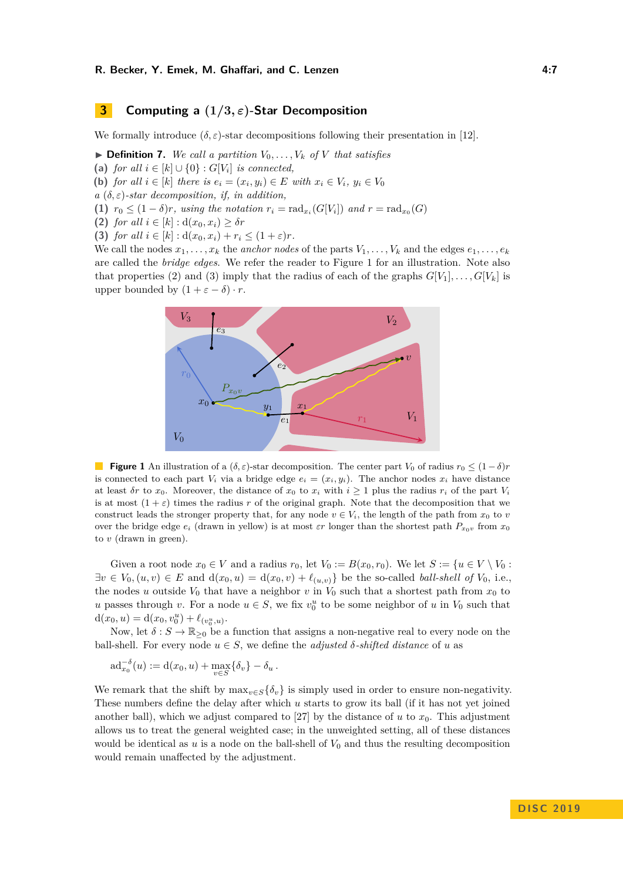## 3 Computing a $(1/3, \varepsilon)$-Star Decomposition

We formally introduce $(\delta, \varepsilon)$-star decompositions following their presentation in [12].

▶ **Definition 7.** *We call a partition $V_0, \ldots, V_k$ of $V$ that satisfies*
**(a)** *for all $i \in [k] \cup \{0\} : G[V_i]$ is connected,*
**(b)** *for all $i \in [k]$ there is $e_i = (x_i, y_i) \in E$ with $x_i \in V_i$, $y_i \in V_0$*
*a $(\delta, \varepsilon)$-star decomposition, if, in addition,*
**(1)** *$r_0 \leq (1 - \delta)r$, using the notation $r_i = \text{rad}_{x_i}(G[V_i])$ and $r = \text{rad}_{x_0}(G)$*
**(2)** *for all $i \in [k] : \text{d}(x_0, x_i) \geq \delta r$*
**(3)** *for all $i \in [k] : \text{d}(x_0, x_i) + r_i \leq (1 + \varepsilon)r$.*

We call the nodes $x_1, \ldots, x_k$ the *anchor nodes* of the parts $V_1, \ldots, V_k$ and the edges $e_1, \ldots, e_k$ are called the *bridge edges*. We refer the reader to Figure 1 for an illustration. Note also that properties (2) and (3) imply that the radius of each of the graphs $G[V_1], \ldots, G[V_k]$ is upper bounded by $(1 + \varepsilon - \delta) \cdot r$.

**Figure 1** An illustration of a $(\delta, \varepsilon)$-star decomposition. The center part $V_0$ of radius $r_0 \leq (1-\delta)r$ is connected to each part $V_i$ via a bridge edge $e_i = (x_i, y_i)$. The anchor nodes $x_i$ have distance at least $\delta r$ to $x_0$. Moreover, the distance of $x_0$ to $x_i$ with $i \geq 1$ plus the radius $r_i$ of the part $V_i$ is at most $(1 + \varepsilon)$ times the radius $r$ of the original graph. Note that the decomposition that we construct leads the stronger property that, for any node $v \in V_i$, the length of the path from $x_0$ to $v$ over the bridge edge $e_i$ (drawn in yellow) is at most $\varepsilon r$ longer than the shortest path $P_{x_0 v}$ from $x_0$ to $v$ (drawn in green).

Given a root node $x_0 \in V$ and a radius $r_0$, let $V_0 := B(x_0, r_0)$. We let $S := \{u \in V \setminus V_0 : \exists v \in V_0, (u, v) \in E \text{ and } \text{d}(x_0, u) = \text{d}(x_0, v) + \ell_{(u,v)}\}$ be the so-called *ball-shell of* $V_0$, i.e., the nodes $u$ outside $V_0$ that have a neighbor $v$ in $V_0$ such that a shortest path from $x_0$ to $u$ passes through $v$. For a node $u \in S$, we fix $v_0^u$ to be some neighbor of $u$ in $V_0$ such that $\text{d}(x_0, u) = \text{d}(x_0, v_0^u) + \ell_{(v_0^u, u)}$.

Now, let $\delta : S \to \mathbb{R}_{\geq 0}$ be a function that assigns a non-negative real to every node on the ball-shell. For every node $u \in S$, we define the *adjusted $\delta$-shifted distance* of $u$ as

$$\text{ad}_{x_0}^{-\delta}(u) := \text{d}(x_0, u) + \max_{v \in S}\{\delta_v\} - \delta_u \,.$$

We remark that the shift by $\max_{v \in S}\{\delta_v\}$ is simply used in order to ensure non-negativity. These numbers define the delay after which $u$ starts to grow its ball (if it has not yet joined another ball), which we adjust compared to [27] by the distance of $u$ to $x_0$. This adjustment allows us to treat the general weighted case; in the unweighted setting, all of these distances would be identical as $u$ is a node on the ball-shell of $V_0$ and thus the resulting decomposition would remain unaffected by the adjustment.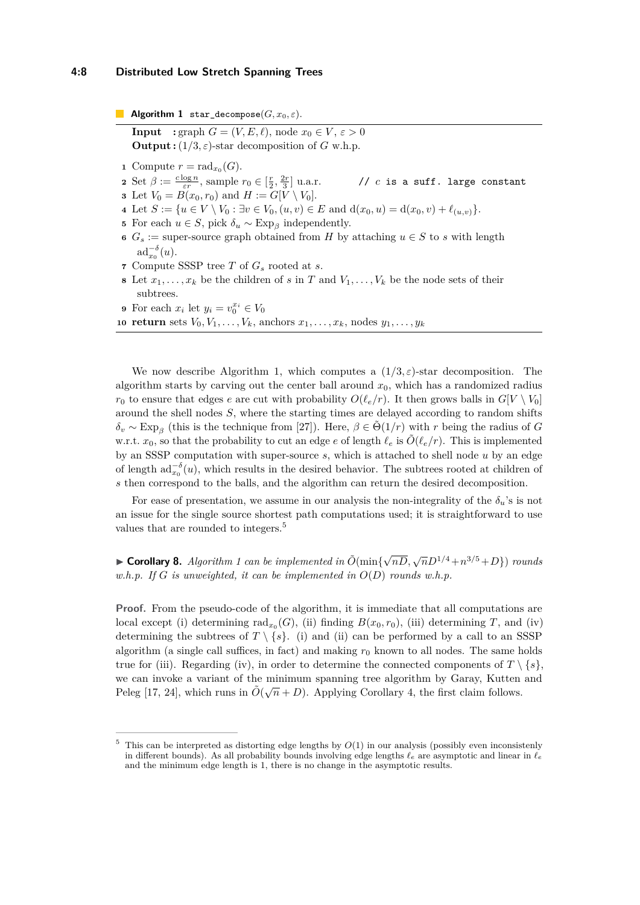**Algorithm 1** `star_decompose`$(G, x_0, \varepsilon)$.

**Input** : graph $G = (V, E, \ell)$, node $x_0 \in V$, $\varepsilon > 0$
**Output** : $(1/3, \varepsilon)$-star decomposition of $G$ w.h.p.

1. Compute $r = \mathrm{rad}_{x_0}(G)$.
2. Set $\beta := \frac{c \log n}{\varepsilon r}$, sample $r_0 \in [\frac{r}{2}, \frac{2r}{3}]$ u.a.r. // $c$ is a suff. large constant
3. Let $V_0 = B(x_0, r_0)$ and $H := G[V \setminus V_0]$.
4. Let $S := \{u \in V \setminus V_0 : \exists v \in V_0, (u, v) \in E \text{ and } \mathrm{d}(x_0, u) = \mathrm{d}(x_0, v) + \ell_{(u,v)}\}$.
5. For each $u \in S$, pick $\delta_u \sim \mathrm{Exp}_\beta$ independently.
6. $G_s :=$ super-source graph obtained from $H$ by attaching $u \in S$ to $s$ with length $\mathrm{ad}_{x_0}^{-\delta}(u)$.
7. Compute SSSP tree $T$ of $G_s$ rooted at $s$.
8. Let $x_1, \dots, x_k$ be the children of $s$ in $T$ and $V_1, \dots, V_k$ be the node sets of their subtrees.
9. For each $x_i$ let $y_i = v_0^{x_i} \in V_0$
10. **return** sets $V_0, V_1, \dots, V_k$, anchors $x_1, \dots, x_k$, nodes $y_1, \dots, y_k$

We now describe Algorithm 1, which computes a $(1/3, \varepsilon)$-star decomposition. The algorithm starts by carving out the center ball around $x_0$, which has a randomized radius $r_0$ to ensure that edges $e$ are cut with probability $O(\ell_e/r)$. It then grows balls in $G[V \setminus V_0]$ around the shell nodes $S$, where the starting times are delayed according to random shifts $\delta_v \sim \mathrm{Exp}_\beta$ (this is the technique from [27]). Here, $\beta \in \tilde{\Theta}(1/r)$ with $r$ being the radius of $G$ w.r.t. $x_0$, so that the probability to cut an edge $e$ of length $\ell_e$ is $\tilde{O}(\ell_e/r)$. This is implemented by an SSSP computation with super-source $s$, which is attached to shell node $u$ by an edge of length $\mathrm{ad}_{x_0}^{-\delta}(u)$, which results in the desired behavior. The subtrees rooted at children of $s$ then correspond to the balls, and the algorithm can return the desired decomposition.

For ease of presentation, we assume in our analysis the non-integrality of the $\delta_u$'s is not an issue for the single source shortest path computations used; it is straightforward to use values that are rounded to integers.[5]

▶ **Corollary 8.** *Algorithm 1 can be implemented in $\tilde{O}(\min\{\sqrt{nD}, \sqrt{n}D^{1/4} + n^{3/5} + D\})$ rounds w.h.p. If $G$ is unweighted, it can be implemented in $O(D)$ rounds w.h.p.*

**Proof.** From the pseudo-code of the algorithm, it is immediate that all computations are local except (i) determining $\mathrm{rad}_{x_0}(G)$, (ii) finding $B(x_0, r_0)$, (iii) determining $T$, and (iv) determining the subtrees of $T \setminus \{s\}$. (i) and (ii) can be performed by a call to an SSSP algorithm (a single call suffices, in fact) and making $r_0$ known to all nodes. The same holds true for (iii). Regarding (iv), in order to determine the connected components of $T \setminus \{s\}$, we can invoke a variant of the minimum spanning tree algorithm by Garay, Kutten and Peleg [17, 24], which runs in $\tilde{O}(\sqrt{n} + D)$. Applying Corollary 4, the first claim follows.

---

[5] This can be interpreted as distorting edge lengths by $O(1)$ in our analysis (possibly even inconsistenly in different bounds). As all probability bounds involving edge lengths $\ell_e$ are asymptotic and linear in $\ell_e$ and the minimum edge length is 1, there is no change in the asymptotic results.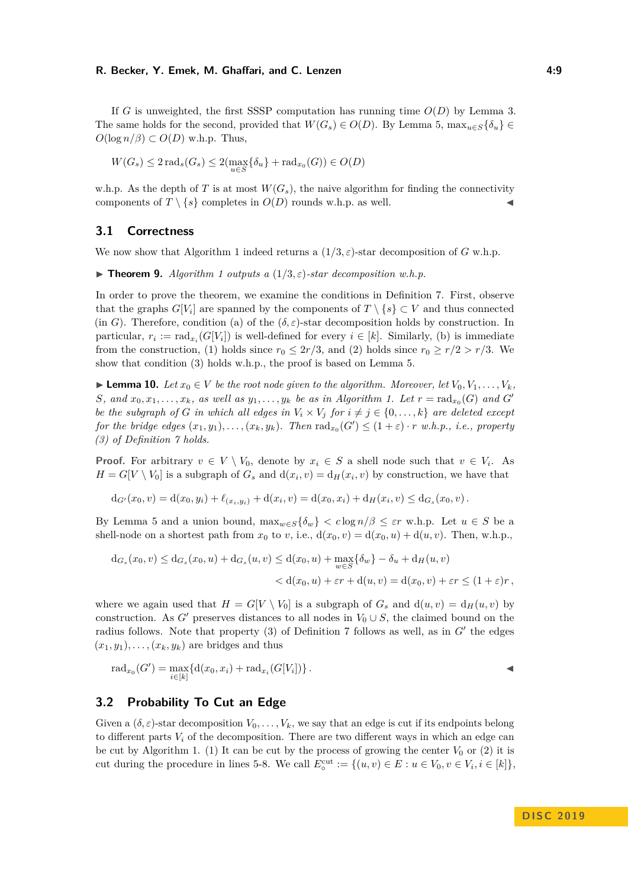If $G$ is unweighted, the first SSSP computation has running time $O(D)$ by Lemma 3. The same holds for the second, provided that $W(G_s) \in O(D)$. By Lemma 5, $\max_{u \in S}\{\delta_u\} \in O(\log n/\beta) \subset O(D)$ w.h.p. Thus,

$$W(G_s) \leq 2\,\mathrm{rad}_s(G_s) \leq 2(\max_{u \in S}\{\delta_u\} + \mathrm{rad}_{x_0}(G)) \in O(D)$$

w.h.p. As the depth of $T$ is at most $W(G_s)$, the naive algorithm for finding the connectivity components of $T \setminus \{s\}$ completes in $O(D)$ rounds w.h.p. as well. ◀

## 3.1 Correctness

We now show that Algorithm 1 indeed returns a $(1/3, \varepsilon)$-star decomposition of $G$ w.h.p.

▶ **Theorem 9.** *Algorithm 1 outputs a $(1/3, \varepsilon)$-star decomposition w.h.p.*

In order to prove the theorem, we examine the conditions in Definition 7. First, observe that the graphs $G[V_i]$ are spanned by the components of $T \setminus \{s\} \subset V$ and thus connected (in $G$). Therefore, condition (a) of the $(\delta, \varepsilon)$-star decomposition holds by construction. In particular, $r_i := \mathrm{rad}_{x_i}(G[V_i])$ is well-defined for every $i \in [k]$. Similarly, (b) is immediate from the construction, (1) holds since $r_0 \leq 2r/3$, and (2) holds since $r_0 \geq r/2 > r/3$. We show that condition (3) holds w.h.p., the proof is based on Lemma 5.

▶ **Lemma 10.** *Let $x_0 \in V$ be the root node given to the algorithm. Moreover, let $V_0, V_1, \ldots, V_k$, $S$, and $x_0, x_1, \ldots, x_k$, as well as $y_1, \ldots, y_k$ be as in Algorithm 1. Let $r = \mathrm{rad}_{x_0}(G)$ and $G'$ be the subgraph of $G$ in which all edges in $V_i \times V_j$ for $i \neq j \in \{0, \ldots, k\}$ are deleted except for the bridge edges $(x_1, y_1), \ldots, (x_k, y_k)$. Then $\mathrm{rad}_{x_0}(G') \leq (1 + \varepsilon) \cdot r$ w.h.p., i.e., property (3) of Definition 7 holds.*

**Proof.** For arbitrary $v \in V \setminus V_0$, denote by $x_i \in S$ a shell node such that $v \in V_i$. As $H = G[V \setminus V_0]$ is a subgraph of $G_s$ and $\mathrm{d}(x_i, v) = \mathrm{d}_H(x_i, v)$ by construction, we have that

$$\mathrm{d}_{G'}(x_0, v) = \mathrm{d}(x_0, y_i) + \ell_{(x_i, y_i)} + \mathrm{d}(x_i, v) = \mathrm{d}(x_0, x_i) + \mathrm{d}_H(x_i, v) \leq \mathrm{d}_{G_s}(x_0, v)\,.$$

By Lemma 5 and a union bound, $\max_{w \in S}\{\delta_w\} < c \log n/\beta \leq \varepsilon r$ w.h.p. Let $u \in S$ be a shell-node on a shortest path from $x_0$ to $v$, i.e., $\mathrm{d}(x_0, v) = \mathrm{d}(x_0, u) + \mathrm{d}(u, v)$. Then, w.h.p.,

$$\begin{aligned}\mathrm{d}_{G_s}(x_0, v) &\leq \mathrm{d}_{G_s}(x_0, u) + \mathrm{d}_{G_s}(u, v) \leq \mathrm{d}(x_0, u) + \max_{w \in S}\{\delta_w\} - \delta_u + \mathrm{d}_H(u, v)\\ &< \mathrm{d}(x_0, u) + \varepsilon r + \mathrm{d}(u, v) = \mathrm{d}(x_0, v) + \varepsilon r \leq (1 + \varepsilon) r\,,\end{aligned}$$

where we again used that $H = G[V \setminus V_0]$ is a subgraph of $G_s$ and $\mathrm{d}(u, v) = \mathrm{d}_H(u, v)$ by construction. As $G'$ preserves distances to all nodes in $V_0 \cup S$, the claimed bound on the radius follows. Note that property (3) of Definition 7 follows as well, as in $G'$ the edges $(x_1, y_1), \ldots, (x_k, y_k)$ are bridges and thus

$$\mathrm{rad}_{x_0}(G') = \max_{i \in [k]}\{\mathrm{d}(x_0, x_i) + \mathrm{rad}_{x_i}(G[V_i])\}\,.$$

◀

## 3.2 Probability To Cut an Edge

Given a $(\delta, \varepsilon)$-star decomposition $V_0, \ldots, V_k$, we say that an edge is cut if its endpoints belong to different parts $V_i$ of the decomposition. There are two different ways in which an edge can be cut by Algorithm 1. (1) It can be cut by the process of growing the center $V_0$ or (2) it is cut during the procedure in lines 5-8. We call $E_\circ^{\mathrm{cut}} := \{(u, v) \in E : u \in V_0, v \in V_i, i \in [k]\}$,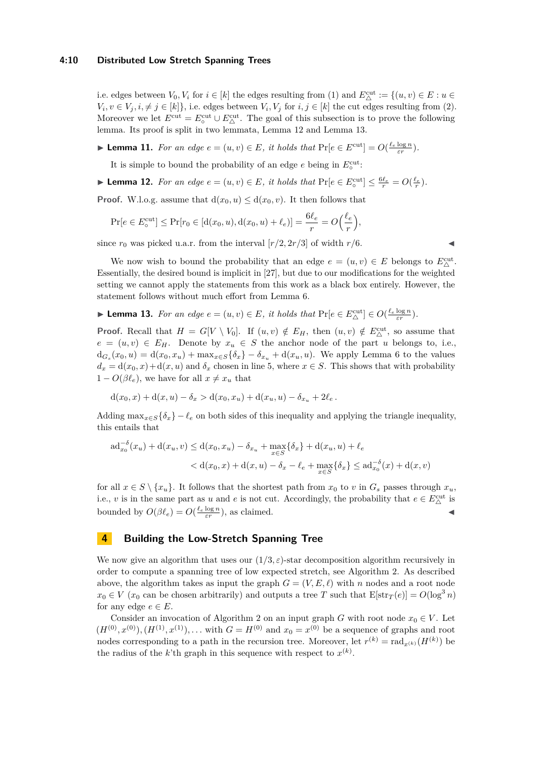i.e. edges between $V_0, V_i$ for $i \in [k]$ the edges resulting from (1) and $E_\triangle^{\text{cut}} := \{(u,v) \in E : u \in V_i, v \in V_j, i, \neq j \in [k]\}$, i.e. edges between $V_i, V_j$ for $i, j \in [k]$ the cut edges resulting from (2). Moreover we let $E^{\text{cut}} = E_\circ^{\text{cut}} \cup E_\triangle^{\text{cut}}$. The goal of this subsection is to prove the following lemma. Its proof is split in two lemmata, Lemma 12 and Lemma 13.

▶ **Lemma 11.** *For an edge $e = (u,v) \in E$, it holds that $\Pr[e \in E^{\text{cut}}] = O(\frac{\ell_e \log n}{\varepsilon r})$.*

It is simple to bound the probability of an edge $e$ being in $E_\circ^{\text{cut}}$:

▶ **Lemma 12.** *For an edge $e = (u,v) \in E$, it holds that $\Pr[e \in E_\circ^{\text{cut}}] \leq \frac{6\ell_e}{r} = O(\frac{\ell_e}{r})$.*

**Proof.** W.l.o.g. assume that $\mathrm{d}(x_0,u) \leq \mathrm{d}(x_0,v)$. It then follows that

$$\Pr[e \in E_\circ^{\text{cut}}] \leq \Pr[r_0 \in [\mathrm{d}(x_0,u), \mathrm{d}(x_0,u) + \ell_e)] = \frac{6\ell_e}{r} = O\Big(\frac{\ell_e}{r}\Big),$$

since $r_0$ was picked u.a.r. from the interval $[r/2, 2r/3]$ of width $r/6$. ◀

We now wish to bound the probability that an edge $e = (u,v) \in E$ belongs to $E_\triangle^{\text{cut}}$. Essentially, the desired bound is implicit in [27], but due to our modifications for the weighted setting we cannot apply the statements from this work as a black box entirely. However, the statement follows without much effort from Lemma 6.

▶ **Lemma 13.** *For an edge $e = (u,v) \in E$, it holds that $\Pr[e \in E_\triangle^{\text{cut}}] \in O(\frac{\ell_e \log n}{\varepsilon r})$.*

**Proof.** Recall that $H = G[V \setminus V_0]$. If $(u,v) \notin E_H$, then $(u,v) \notin E_\triangle^{\text{cut}}$, so assume that $e = (u,v) \in E_H$. Denote by $x_u \in S$ the anchor node of the part $u$ belongs to, i.e., $\mathrm{d}_{G_s}(x_0,u) = \mathrm{d}(x_0,x_u) + \max_{x \in S}\{\delta_x\} - \delta_{x_u} + \mathrm{d}(x_u,u)$. We apply Lemma 6 to the values $d_x = \mathrm{d}(x_0,x) + \mathrm{d}(x,u)$ and $\delta_x$ chosen in line 5, where $x \in S$. This shows that with probability $1 - O(\beta\ell_e)$, we have for all $x \neq x_u$ that

$$\mathrm{d}(x_0,x) + \mathrm{d}(x,u) - \delta_x > \mathrm{d}(x_0,x_u) + \mathrm{d}(x_u,u) - \delta_{x_u} + 2\ell_e\,.$$

Adding $\max_{x \in S}\{\delta_x\} - \ell_e$ on both sides of this inequality and applying the triangle inequality, this entails that

$$\begin{aligned}\mathrm{ad}_{x_0}^{-\delta}(x_u) + \mathrm{d}(x_u,v) &\leq \mathrm{d}(x_0,x_u) - \delta_{x_u} + \max_{x \in S}\{\delta_x\} + \mathrm{d}(x_u,u) + \ell_e \\ &< \mathrm{d}(x_0,x) + \mathrm{d}(x,u) - \delta_x - \ell_e + \max_{x \in S}\{\delta_x\} \leq \mathrm{ad}_{x_0}^{-\delta}(x) + \mathrm{d}(x,v)\end{aligned}$$

for all $x \in S \setminus \{x_u\}$. It follows that the shortest path from $x_0$ to $v$ in $G_s$ passes through $x_u$, i.e., $v$ is in the same part as $u$ and $e$ is not cut. Accordingly, the probability that $e \in E_\triangle^{\text{cut}}$ is bounded by $O(\beta\ell_e) = O(\frac{\ell_e \log n}{\varepsilon r})$, as claimed. ◀

## 4 Building the Low-Stretch Spanning Tree

We now give an algorithm that uses our $(1/3,\varepsilon)$-star decomposition algorithm recursively in order to compute a spanning tree of low expected stretch, see Algorithm 2. As described above, the algorithm takes as input the graph $G = (V,E,\ell)$ with $n$ nodes and a root node $x_0 \in V$ ($x_0$ can be chosen arbitrarily) and outputs a tree $T$ such that $\mathrm{E}[\mathrm{str}_T(e)] = O(\log^3 n)$ for any edge $e \in E$.

Consider an invocation of Algorithm 2 on an input graph $G$ with root node $x_0 \in V$. Let $(H^{(0)},x^{(0)}), (H^{(1)},x^{(1)}), \ldots$ with $G = H^{(0)}$ and $x_0 = x^{(0)}$ be a sequence of graphs and root nodes corresponding to a path in the recursion tree. Moreover, let $r^{(k)} = \mathrm{rad}_{x^{(k)}}(H^{(k)})$ be the radius of the $k$'th graph in this sequence with respect to $x^{(k)}$.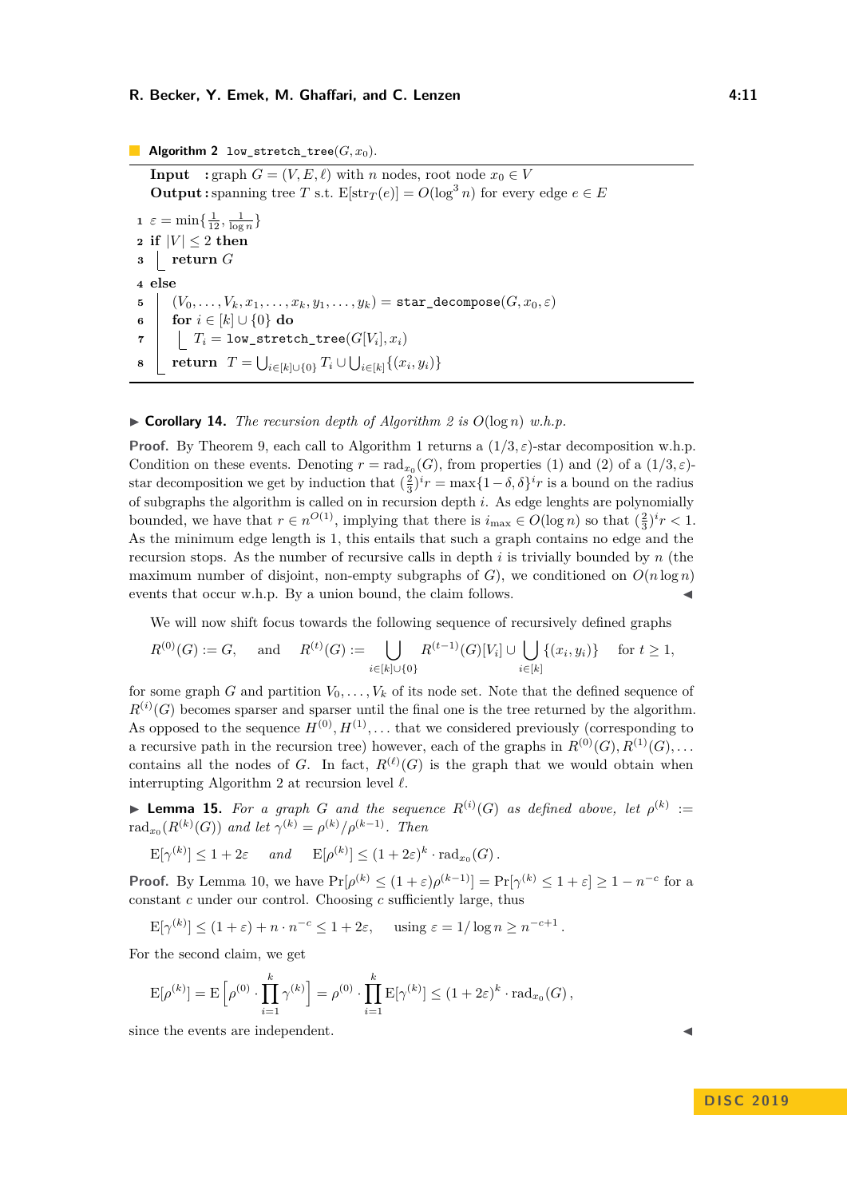**Algorithm 2** `low_stretch_tree`$(G, x_0)$.

**Input** : graph $G = (V, E, \ell)$ with $n$ nodes, root node $x_0 \in V$
**Output** : spanning tree $T$ s.t. $\mathrm{E}[\mathrm{str}_T(e)] = O(\log^3 n)$ for every edge $e \in E$

```
1 ε = min{1/12, 1/log n}
2 if |V| ≤ 2 then
3     return G
4 else
5     (V_0, ..., V_k, x_1, ..., x_k, y_1, ..., y_k) = star_decompose(G, x_0, ε)
6     for i ∈ [k] ∪ {0} do
7         T_i = low_stretch_tree(G[V_i], x_i)
8     return T = ⋃_{i∈[k]∪{0}} T_i ∪ ⋃_{i∈[k]} {(x_i, y_i)}
```

▶ **Corollary 14.** *The recursion depth of Algorithm 2 is $O(\log n)$ w.h.p.*

**Proof.** By Theorem 9, each call to Algorithm 1 returns a $(1/3, \varepsilon)$-star decomposition w.h.p. Condition on these events. Denoting $r = \mathrm{rad}_{x_0}(G)$, from properties (1) and (2) of a $(1/3, \varepsilon)$-star decomposition we get by induction that $(\frac{2}{3})^i r = \max\{1-\delta, \delta\}^i r$ is a bound on the radius of subgraphs the algorithm is called on in recursion depth $i$. As edge lenghts are polynomially bounded, we have that $r \in n^{O(1)}$, implying that there is $i_{\max} \in O(\log n)$ so that $(\frac{2}{3})^i r < 1$. As the minimum edge length is 1, this entails that such a graph contains no edge and the recursion stops. As the number of recursive calls in depth $i$ is trivially bounded by $n$ (the maximum number of disjoint, non-empty subgraphs of $G$), we conditioned on $O(n \log n)$ events that occur w.h.p. By a union bound, the claim follows. ◀

We will now shift focus towards the following sequence of recursively defined graphs

$$R^{(0)}(G) := G, \quad \text{and} \quad R^{(t)}(G) := \bigcup_{i \in [k] \cup \{0\}} R^{(t-1)}(G)[V_i] \cup \bigcup_{i \in [k]} \{(x_i, y_i)\} \quad \text{for } t \geq 1,$$

for some graph $G$ and partition $V_0, \ldots, V_k$ of its node set. Note that the defined sequence of $R^{(i)}(G)$ becomes sparser and sparser until the final one is the tree returned by the algorithm. As opposed to the sequence $H^{(0)}, H^{(1)}, \ldots$ that we considered previously (corresponding to a recursive path in the recursion tree) however, each of the graphs in $R^{(0)}(G), R^{(1)}(G), \ldots$ contains all the nodes of $G$. In fact, $R^{(\ell)}(G)$ is the graph that we would obtain when interrupting Algorithm 2 at recursion level $\ell$.

▶ **Lemma 15.** *For a graph $G$ and the sequence $R^{(i)}(G)$ as defined above, let $\rho^{(k)} := \mathrm{rad}_{x_0}(R^{(k)}(G))$ and let $\gamma^{(k)} = \rho^{(k)}/\rho^{(k-1)}$. Then*

$$\mathrm{E}[\gamma^{(k)}] \leq 1 + 2\varepsilon \quad \text{and} \quad \mathrm{E}[\rho^{(k)}] \leq (1+2\varepsilon)^k \cdot \mathrm{rad}_{x_0}(G).$$

**Proof.** By Lemma 10, we have $\Pr[\rho^{(k)} \leq (1+\varepsilon)\rho^{(k-1)}] = \Pr[\gamma^{(k)} \leq 1+\varepsilon] \geq 1 - n^{-c}$ for a constant $c$ under our control. Choosing $c$ sufficiently large, thus

$$\mathrm{E}[\gamma^{(k)}] \leq (1+\varepsilon) + n \cdot n^{-c} \leq 1 + 2\varepsilon, \qquad \text{using } \varepsilon = 1/\log n \geq n^{-c+1}.$$

For the second claim, we get

$$\mathrm{E}[\rho^{(k)}] = \mathrm{E}\left[\rho^{(0)} \cdot \prod_{i=1}^{k} \gamma^{(k)}\right] = \rho^{(0)} \cdot \prod_{i=1}^{k} \mathrm{E}[\gamma^{(k)}] \leq (1+2\varepsilon)^k \cdot \mathrm{rad}_{x_0}(G),$$

since the events are independent. ◀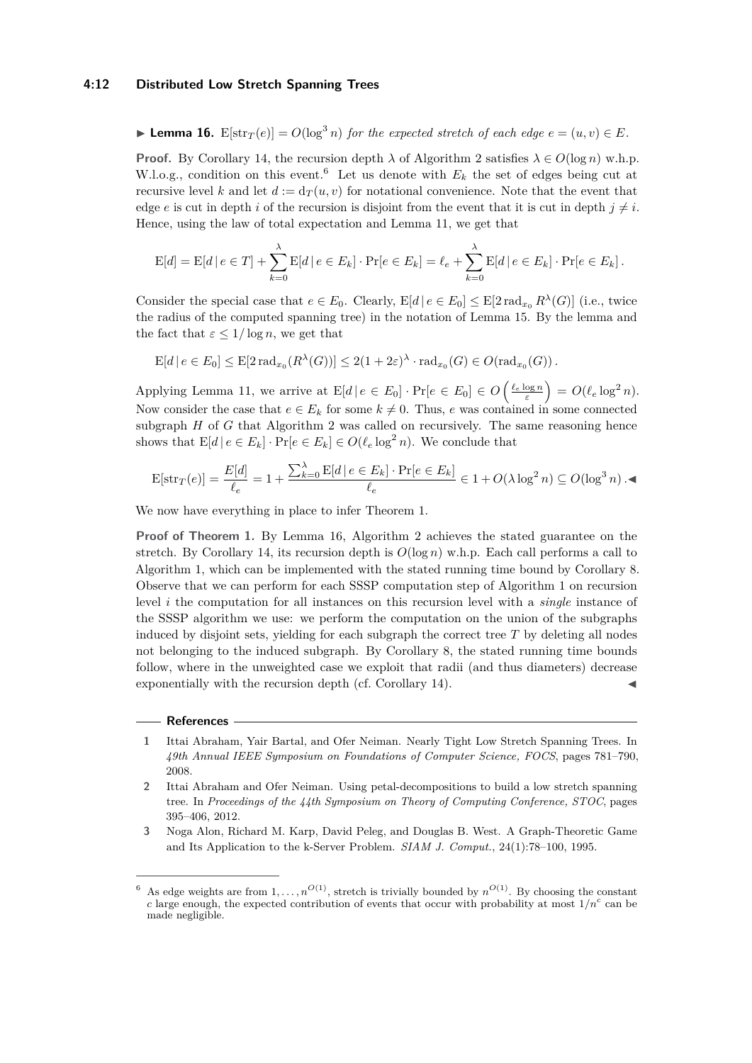▶ **Lemma 16.** $\mathrm{E}[\mathrm{str}_T(e)] = O(\log^3 n)$ *for the expected stretch of each edge* $e = (u,v) \in E$.

**Proof.** By Corollary 14, the recursion depth $\lambda$ of Algorithm 2 satisfies $\lambda \in O(\log n)$ w.h.p. W.l.o.g., condition on this event.[6] Let us denote with $E_k$ the set of edges being cut at recursive level $k$ and let $d := \mathrm{d}_T(u,v)$ for notational convenience. Note that the event that edge $e$ is cut in depth $i$ of the recursion is disjoint from the event that it is cut in depth $j \neq i$. Hence, using the law of total expectation and Lemma 11, we get that

$$\mathrm{E}[d] = \mathrm{E}[d \mid e \in T] + \sum_{k=0}^{\lambda} \mathrm{E}[d \mid e \in E_k] \cdot \Pr[e \in E_k] = \ell_e + \sum_{k=0}^{\lambda} \mathrm{E}[d \mid e \in E_k] \cdot \Pr[e \in E_k].$$

Consider the special case that $e \in E_0$. Clearly, $\mathrm{E}[d \mid e \in E_0] \leq \mathrm{E}[2\,\mathrm{rad}_{x_0} R^{\lambda}(G)]$ (i.e., twice the radius of the computed spanning tree) in the notation of Lemma 15. By the lemma and the fact that $\varepsilon \leq 1/\log n$, we get that

$$\mathrm{E}[d \mid e \in E_0] \leq \mathrm{E}[2\,\mathrm{rad}_{x_0}(R^{\lambda}(G))] \leq 2(1+2\varepsilon)^{\lambda} \cdot \mathrm{rad}_{x_0}(G) \in O(\mathrm{rad}_{x_0}(G)).$$

Applying Lemma 11, we arrive at $\mathrm{E}[d \mid e \in E_0] \cdot \Pr[e \in E_0] \in O\left(\frac{\ell_e \log n}{\varepsilon}\right) = O(\ell_e \log^2 n)$. Now consider the case that $e \in E_k$ for some $k \neq 0$. Thus, $e$ was contained in some connected subgraph $H$ of $G$ that Algorithm 2 was called on recursively. The same reasoning hence shows that $\mathrm{E}[d \mid e \in E_k] \cdot \Pr[e \in E_k] \in O(\ell_e \log^2 n)$. We conclude that

$$\mathrm{E}[\mathrm{str}_T(e)] = \frac{E[d]}{\ell_e} = 1 + \frac{\sum_{k=0}^{\lambda} \mathrm{E}[d \mid e \in E_k] \cdot \Pr[e \in E_k]}{\ell_e} \in 1 + O(\lambda \log^2 n) \subseteq O(\log^3 n). \blacktriangleleft$$

We now have everything in place to infer Theorem 1.

**Proof of Theorem 1.** By Lemma 16, Algorithm 2 achieves the stated guarantee on the stretch. By Corollary 14, its recursion depth is $O(\log n)$ w.h.p. Each call performs a call to Algorithm 1, which can be implemented with the stated running time bound by Corollary 8. Observe that we can perform for each SSSP computation step of Algorithm 1 on recursion level $i$ the computation for all instances on this recursion level with a *single* instance of the SSSP algorithm we use: we perform the computation on the union of the subgraphs induced by disjoint sets, yielding for each subgraph the correct tree $T$ by deleting all nodes not belonging to the induced subgraph. By Corollary 8, the stated running time bounds follow, where in the unweighted case we exploit that radii (and thus diameters) decrease exponentially with the recursion depth (cf. Corollary 14). ◀

## References

1. Ittai Abraham, Yair Bartal, and Ofer Neiman. Nearly Tight Low Stretch Spanning Trees. In *49th Annual IEEE Symposium on Foundations of Computer Science, FOCS*, pages 781–790, 2008.
2. Ittai Abraham and Ofer Neiman. Using petal-decompositions to build a low stretch spanning tree. In *Proceedings of the 44th Symposium on Theory of Computing Conference, STOC*, pages 395–406, 2012.
3. Noga Alon, Richard M. Karp, David Peleg, and Douglas B. West. A Graph-Theoretic Game and Its Application to the k-Server Problem. *SIAM J. Comput.*, 24(1):78–100, 1995.

[6] As edge weights are from $1, \ldots, n^{O(1)}$, stretch is trivially bounded by $n^{O(1)}$. By choosing the constant $c$ large enough, the expected contribution of events that occur with probability at most $1/n^c$ can be made negligible.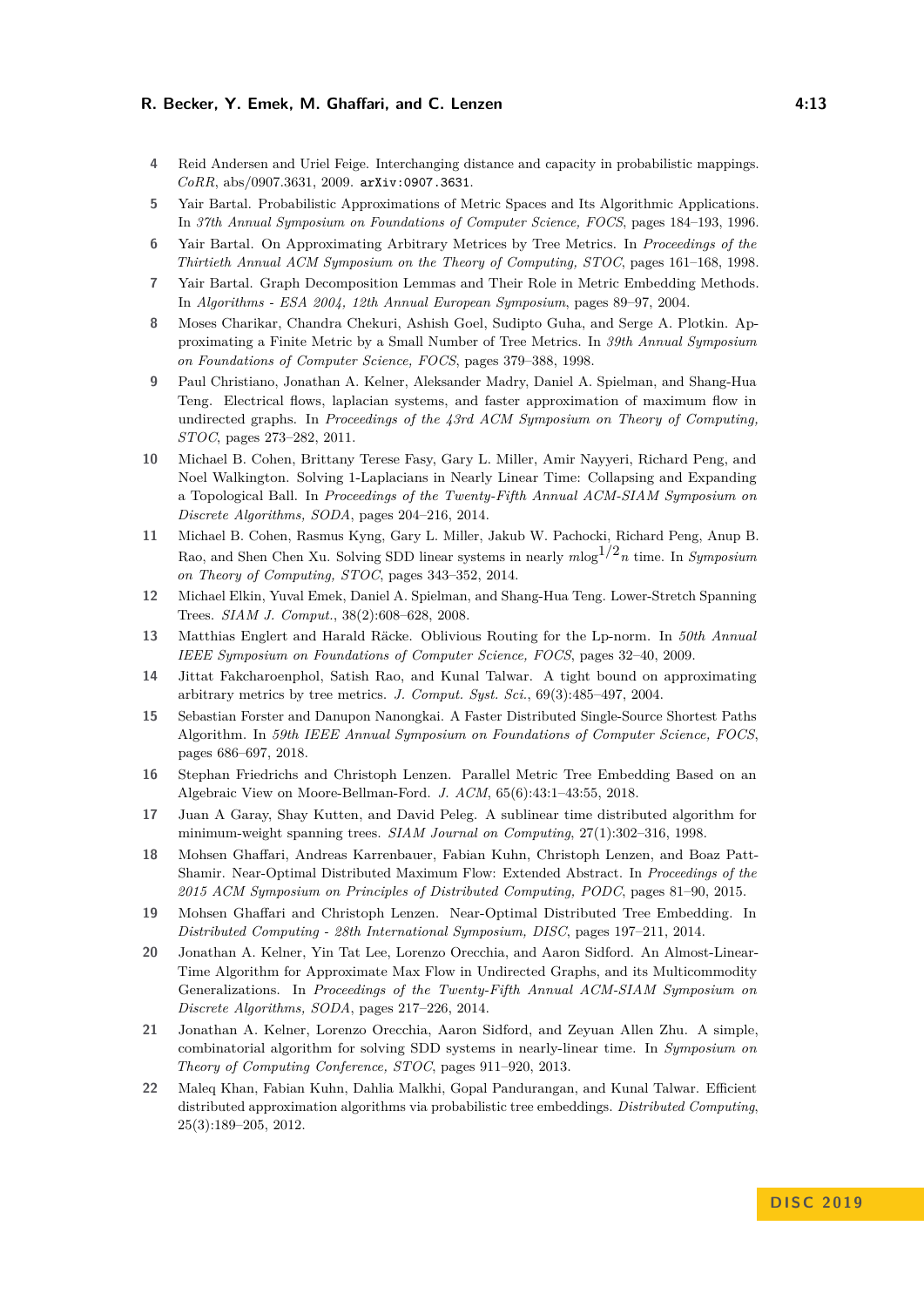4 Reid Andersen and Uriel Feige. Interchanging distance and capacity in probabilistic mappings. *CoRR*, abs/0907.3631, 2009. arXiv:0907.3631.

5 Yair Bartal. Probabilistic Approximations of Metric Spaces and Its Algorithmic Applications. In *37th Annual Symposium on Foundations of Computer Science, FOCS*, pages 184–193, 1996.

6 Yair Bartal. On Approximating Arbitrary Metrices by Tree Metrics. In *Proceedings of the Thirtieth Annual ACM Symposium on the Theory of Computing, STOC*, pages 161–168, 1998.

7 Yair Bartal. Graph Decomposition Lemmas and Their Role in Metric Embedding Methods. In *Algorithms - ESA 2004, 12th Annual European Symposium*, pages 89–97, 2004.

8 Moses Charikar, Chandra Chekuri, Ashish Goel, Sudipto Guha, and Serge A. Plotkin. Approximating a Finite Metric by a Small Number of Tree Metrics. In *39th Annual Symposium on Foundations of Computer Science, FOCS*, pages 379–388, 1998.

9 Paul Christiano, Jonathan A. Kelner, Aleksander Madry, Daniel A. Spielman, and Shang-Hua Teng. Electrical flows, laplacian systems, and faster approximation of maximum flow in undirected graphs. In *Proceedings of the 43rd ACM Symposium on Theory of Computing, STOC*, pages 273–282, 2011.

10 Michael B. Cohen, Brittany Terese Fasy, Gary L. Miller, Amir Nayyeri, Richard Peng, and Noel Walkington. Solving 1-Laplacians in Nearly Linear Time: Collapsing and Expanding a Topological Ball. In *Proceedings of the Twenty-Fifth Annual ACM-SIAM Symposium on Discrete Algorithms, SODA*, pages 204–216, 2014.

11 Michael B. Cohen, Rasmus Kyng, Gary L. Miller, Jakub W. Pachocki, Richard Peng, Anup B. Rao, and Shen Chen Xu. Solving SDD linear systems in nearly $m\log^{1/2}n$ time. In *Symposium on Theory of Computing, STOC*, pages 343–352, 2014.

12 Michael Elkin, Yuval Emek, Daniel A. Spielman, and Shang-Hua Teng. Lower-Stretch Spanning Trees. *SIAM J. Comput.*, 38(2):608–628, 2008.

13 Matthias Englert and Harald Räcke. Oblivious Routing for the Lp-norm. In *50th Annual IEEE Symposium on Foundations of Computer Science, FOCS*, pages 32–40, 2009.

14 Jittat Fakcharoenphol, Satish Rao, and Kunal Talwar. A tight bound on approximating arbitrary metrics by tree metrics. *J. Comput. Syst. Sci.*, 69(3):485–497, 2004.

15 Sebastian Forster and Danupon Nanongkai. A Faster Distributed Single-Source Shortest Paths Algorithm. In *59th IEEE Annual Symposium on Foundations of Computer Science, FOCS*, pages 686–697, 2018.

16 Stephan Friedrichs and Christoph Lenzen. Parallel Metric Tree Embedding Based on an Algebraic View on Moore-Bellman-Ford. *J. ACM*, 65(6):43:1–43:55, 2018.

17 Juan A Garay, Shay Kutten, and David Peleg. A sublinear time distributed algorithm for minimum-weight spanning trees. *SIAM Journal on Computing*, 27(1):302–316, 1998.

18 Mohsen Ghaffari, Andreas Karrenbauer, Fabian Kuhn, Christoph Lenzen, and Boaz Patt-Shamir. Near-Optimal Distributed Maximum Flow: Extended Abstract. In *Proceedings of the 2015 ACM Symposium on Principles of Distributed Computing, PODC*, pages 81–90, 2015.

19 Mohsen Ghaffari and Christoph Lenzen. Near-Optimal Distributed Tree Embedding. In *Distributed Computing - 28th International Symposium, DISC*, pages 197–211, 2014.

20 Jonathan A. Kelner, Yin Tat Lee, Lorenzo Orecchia, and Aaron Sidford. An Almost-Linear-Time Algorithm for Approximate Max Flow in Undirected Graphs, and its Multicommodity Generalizations. In *Proceedings of the Twenty-Fifth Annual ACM-SIAM Symposium on Discrete Algorithms, SODA*, pages 217–226, 2014.

21 Jonathan A. Kelner, Lorenzo Orecchia, Aaron Sidford, and Zeyuan Allen Zhu. A simple, combinatorial algorithm for solving SDD systems in nearly-linear time. In *Symposium on Theory of Computing Conference, STOC*, pages 911–920, 2013.

22 Maleq Khan, Fabian Kuhn, Dahlia Malkhi, Gopal Pandurangan, and Kunal Talwar. Efficient distributed approximation algorithms via probabilistic tree embeddings. *Distributed Computing*, 25(3):189–205, 2012.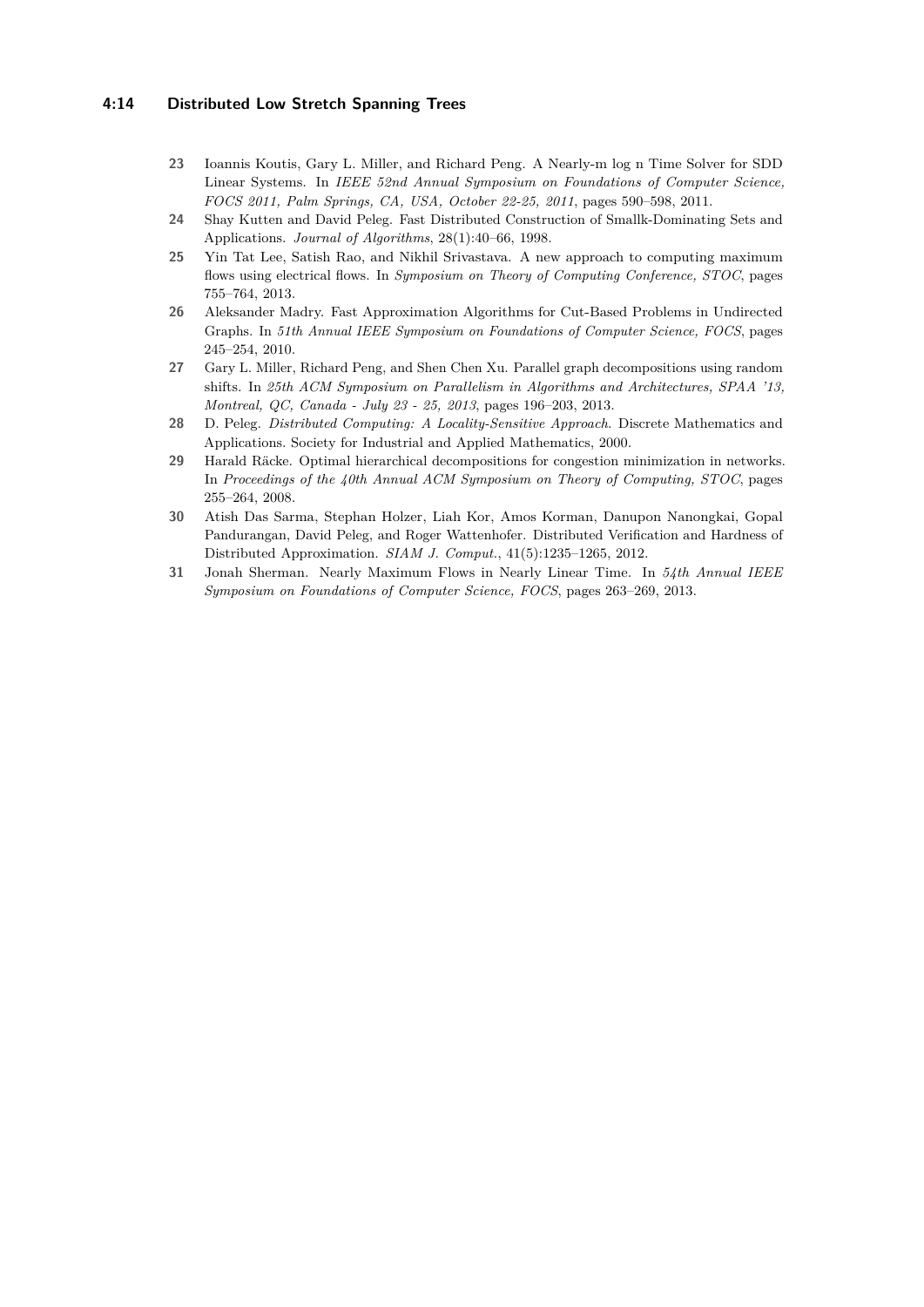23 Ioannis Koutis, Gary L. Miller, and Richard Peng. A Nearly-m log n Time Solver for SDD Linear Systems. In *IEEE 52nd Annual Symposium on Foundations of Computer Science, FOCS 2011, Palm Springs, CA, USA, October 22-25, 2011*, pages 590–598, 2011.

24 Shay Kutten and David Peleg. Fast Distributed Construction of Smallk-Dominating Sets and Applications. *Journal of Algorithms*, 28(1):40–66, 1998.

25 Yin Tat Lee, Satish Rao, and Nikhil Srivastava. A new approach to computing maximum flows using electrical flows. In *Symposium on Theory of Computing Conference, STOC*, pages 755–764, 2013.

26 Aleksander Madry. Fast Approximation Algorithms for Cut-Based Problems in Undirected Graphs. In *51th Annual IEEE Symposium on Foundations of Computer Science, FOCS*, pages 245–254, 2010.

27 Gary L. Miller, Richard Peng, and Shen Chen Xu. Parallel graph decompositions using random shifts. In *25th ACM Symposium on Parallelism in Algorithms and Architectures, SPAA '13, Montreal, QC, Canada - July 23 - 25, 2013*, pages 196–203, 2013.

28 D. Peleg. *Distributed Computing: A Locality-Sensitive Approach*. Discrete Mathematics and Applications. Society for Industrial and Applied Mathematics, 2000.

29 Harald Räcke. Optimal hierarchical decompositions for congestion minimization in networks. In *Proceedings of the 40th Annual ACM Symposium on Theory of Computing, STOC*, pages 255–264, 2008.

30 Atish Das Sarma, Stephan Holzer, Liah Kor, Amos Korman, Danupon Nanongkai, Gopal Pandurangan, David Peleg, and Roger Wattenhofer. Distributed Verification and Hardness of Distributed Approximation. *SIAM J. Comput.*, 41(5):1235–1265, 2012.

31 Jonah Sherman. Nearly Maximum Flows in Nearly Linear Time. In *54th Annual IEEE Symposium on Foundations of Computer Science, FOCS*, pages 263–269, 2013.